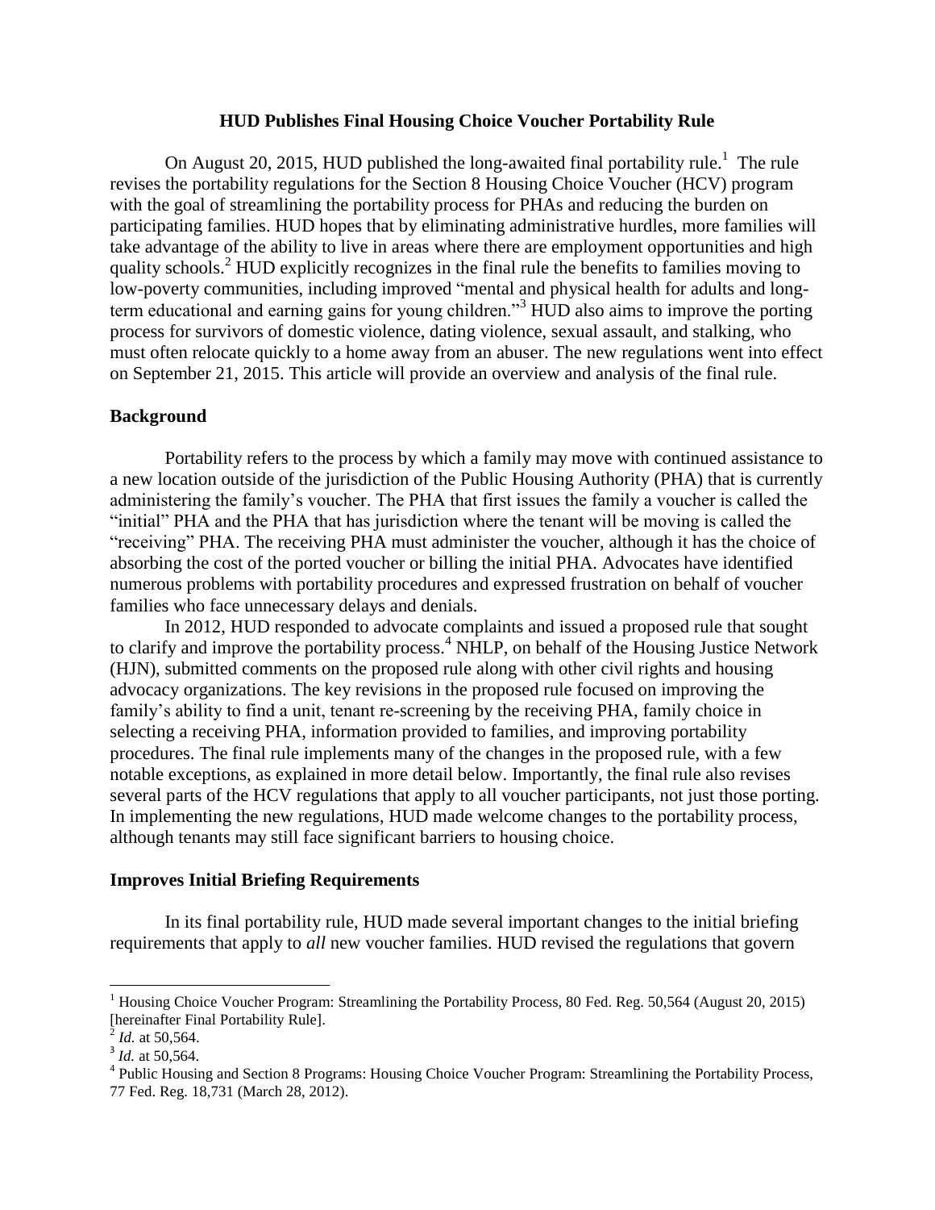# HUD Publishes Final Housing Choice Voucher Portability Rule

On August 20, 2015, HUD published the long-awaited final portability rule.[1] The rule revises the portability regulations for the Section 8 Housing Choice Voucher (HCV) program with the goal of streamlining the portability process for PHAs and reducing the burden on participating families. HUD hopes that by eliminating administrative hurdles, more families will take advantage of the ability to live in areas where there are employment opportunities and high quality schools.[2] HUD explicitly recognizes in the final rule the benefits to families moving to low-poverty communities, including improved "mental and physical health for adults and long-term educational and earning gains for young children."[3] HUD also aims to improve the porting process for survivors of domestic violence, dating violence, sexual assault, and stalking, who must often relocate quickly to a home away from an abuser. The new regulations went into effect on September 21, 2015. This article will provide an overview and analysis of the final rule.

## Background

Portability refers to the process by which a family may move with continued assistance to a new location outside of the jurisdiction of the Public Housing Authority (PHA) that is currently administering the family's voucher. The PHA that first issues the family a voucher is called the "initial" PHA and the PHA that has jurisdiction where the tenant will be moving is called the "receiving" PHA. The receiving PHA must administer the voucher, although it has the choice of absorbing the cost of the ported voucher or billing the initial PHA. Advocates have identified numerous problems with portability procedures and expressed frustration on behalf of voucher families who face unnecessary delays and denials.

In 2012, HUD responded to advocate complaints and issued a proposed rule that sought to clarify and improve the portability process.[4] NHLP, on behalf of the Housing Justice Network (HJN), submitted comments on the proposed rule along with other civil rights and housing advocacy organizations. The key revisions in the proposed rule focused on improving the family's ability to find a unit, tenant re-screening by the receiving PHA, family choice in selecting a receiving PHA, information provided to families, and improving portability procedures. The final rule implements many of the changes in the proposed rule, with a few notable exceptions, as explained in more detail below. Importantly, the final rule also revises several parts of the HCV regulations that apply to all voucher participants, not just those porting. In implementing the new regulations, HUD made welcome changes to the portability process, although tenants may still face significant barriers to housing choice.

## Improves Initial Briefing Requirements

In its final portability rule, HUD made several important changes to the initial briefing requirements that apply to *all* new voucher families. HUD revised the regulations that govern

---

[1] Housing Choice Voucher Program: Streamlining the Portability Process, 80 Fed. Reg. 50,564 (August 20, 2015) [hereinafter Final Portability Rule].

[2] *Id.* at 50,564.

[3] *Id.* at 50,564.

[4] Public Housing and Section 8 Programs: Housing Choice Voucher Program: Streamlining the Portability Process, 77 Fed. Reg. 18,731 (March 28, 2012).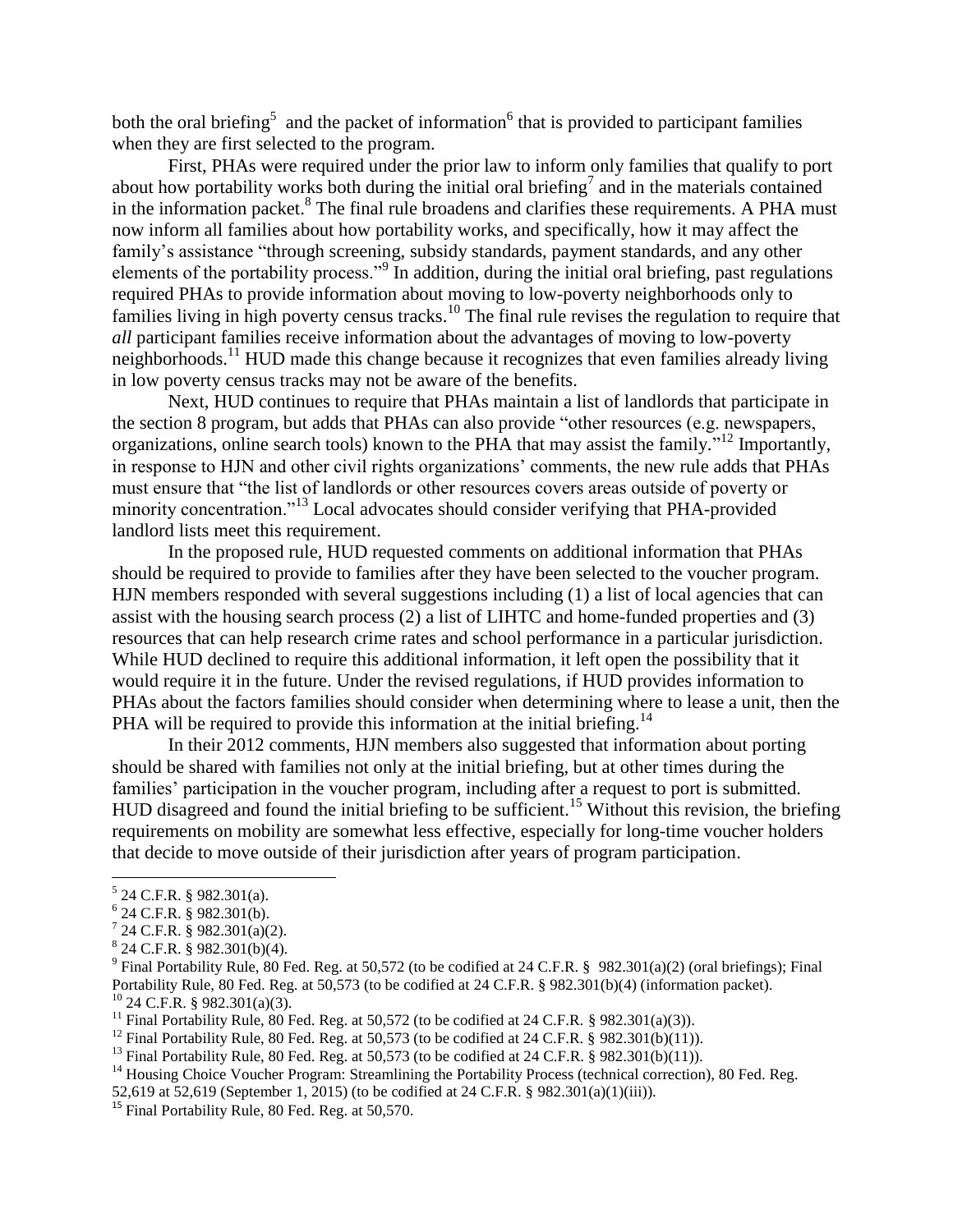both the oral briefing[5] and the packet of information[6] that is provided to participant families when they are first selected to the program.

First, PHAs were required under the prior law to inform only families that qualify to port about how portability works both during the initial oral briefing[7] and in the materials contained in the information packet.[8] The final rule broadens and clarifies these requirements. A PHA must now inform all families about how portability works, and specifically, how it may affect the family's assistance "through screening, subsidy standards, payment standards, and any other elements of the portability process."[9] In addition, during the initial oral briefing, past regulations required PHAs to provide information about moving to low-poverty neighborhoods only to families living in high poverty census tracks.[10] The final rule revises the regulation to require that *all* participant families receive information about the advantages of moving to low-poverty neighborhoods.[11] HUD made this change because it recognizes that even families already living in low poverty census tracks may not be aware of the benefits.

Next, HUD continues to require that PHAs maintain a list of landlords that participate in the section 8 program, but adds that PHAs can also provide "other resources (e.g. newspapers, organizations, online search tools) known to the PHA that may assist the family."[12] Importantly, in response to HJN and other civil rights organizations' comments, the new rule adds that PHAs must ensure that "the list of landlords or other resources covers areas outside of poverty or minority concentration."[13] Local advocates should consider verifying that PHA-provided landlord lists meet this requirement.

In the proposed rule, HUD requested comments on additional information that PHAs should be required to provide to families after they have been selected to the voucher program. HJN members responded with several suggestions including (1) a list of local agencies that can assist with the housing search process (2) a list of LIHTC and home-funded properties and (3) resources that can help research crime rates and school performance in a particular jurisdiction. While HUD declined to require this additional information, it left open the possibility that it would require it in the future. Under the revised regulations, if HUD provides information to PHAs about the factors families should consider when determining where to lease a unit, then the PHA will be required to provide this information at the initial briefing.[14]

In their 2012 comments, HJN members also suggested that information about porting should be shared with families not only at the initial briefing, but at other times during the families' participation in the voucher program, including after a request to port is submitted. HUD disagreed and found the initial briefing to be sufficient.[15] Without this revision, the briefing requirements on mobility are somewhat less effective, especially for long-time voucher holders that decide to move outside of their jurisdiction after years of program participation.

---

[5] 24 C.F.R. § 982.301(a).

[6] 24 C.F.R. § 982.301(b).

[7] 24 C.F.R. § 982.301(a)(2).

[8] 24 C.F.R. § 982.301(b)(4).

[9] Final Portability Rule, 80 Fed. Reg. at 50,572 (to be codified at 24 C.F.R. § 982.301(a)(2) (oral briefings); Final Portability Rule, 80 Fed. Reg. at 50,573 (to be codified at 24 C.F.R. § 982.301(b)(4) (information packet).

[10] 24 C.F.R. § 982.301(a)(3).

[11] Final Portability Rule, 80 Fed. Reg. at 50,572 (to be codified at 24 C.F.R. § 982.301(a)(3)).

[12] Final Portability Rule, 80 Fed. Reg. at 50,573 (to be codified at 24 C.F.R. § 982.301(b)(11)).

[13] Final Portability Rule, 80 Fed. Reg. at 50,573 (to be codified at 24 C.F.R. § 982.301(b)(11)).

[14] Housing Choice Voucher Program: Streamlining the Portability Process (technical correction), 80 Fed. Reg. 52,619 at 52,619 (September 1, 2015) (to be codified at 24 C.F.R. § 982.301(a)(1)(iii)).

[15] Final Portability Rule, 80 Fed. Reg. at 50,570.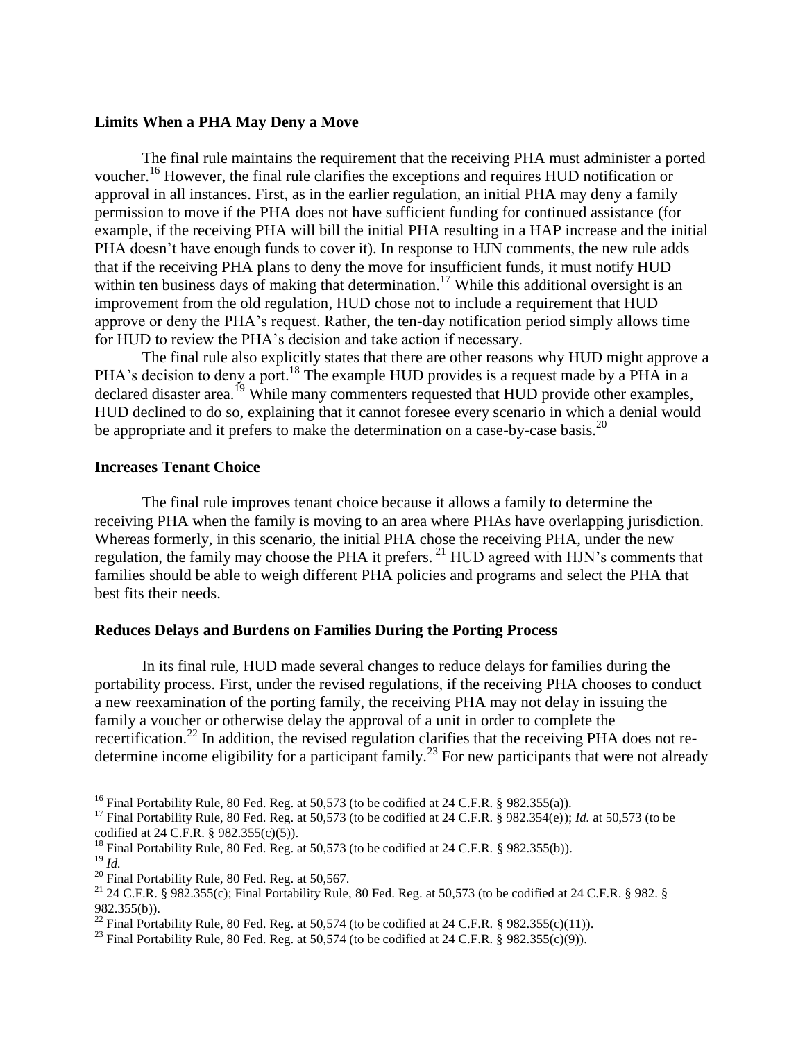### Limits When a PHA May Deny a Move

The final rule maintains the requirement that the receiving PHA must administer a ported voucher.[16] However, the final rule clarifies the exceptions and requires HUD notification or approval in all instances. First, as in the earlier regulation, an initial PHA may deny a family permission to move if the PHA does not have sufficient funding for continued assistance (for example, if the receiving PHA will bill the initial PHA resulting in a HAP increase and the initial PHA doesn't have enough funds to cover it). In response to HJN comments, the new rule adds that if the receiving PHA plans to deny the move for insufficient funds, it must notify HUD within ten business days of making that determination.[17] While this additional oversight is an improvement from the old regulation, HUD chose not to include a requirement that HUD approve or deny the PHA's request. Rather, the ten-day notification period simply allows time for HUD to review the PHA's decision and take action if necessary.

The final rule also explicitly states that there are other reasons why HUD might approve a PHA's decision to deny a port.[18] The example HUD provides is a request made by a PHA in a declared disaster area.[19] While many commenters requested that HUD provide other examples, HUD declined to do so, explaining that it cannot foresee every scenario in which a denial would be appropriate and it prefers to make the determination on a case-by-case basis.[20]

### Increases Tenant Choice

The final rule improves tenant choice because it allows a family to determine the receiving PHA when the family is moving to an area where PHAs have overlapping jurisdiction. Whereas formerly, in this scenario, the initial PHA chose the receiving PHA, under the new regulation, the family may choose the PHA it prefers.[21] HUD agreed with HJN's comments that families should be able to weigh different PHA policies and programs and select the PHA that best fits their needs.

### Reduces Delays and Burdens on Families During the Porting Process

In its final rule, HUD made several changes to reduce delays for families during the portability process. First, under the revised regulations, if the receiving PHA chooses to conduct a new reexamination of the porting family, the receiving PHA may not delay in issuing the family a voucher or otherwise delay the approval of a unit in order to complete the recertification.[22] In addition, the revised regulation clarifies that the receiving PHA does not re-determine income eligibility for a participant family.[23] For new participants that were not already

---

[16] Final Portability Rule, 80 Fed. Reg. at 50,573 (to be codified at 24 C.F.R. § 982.355(a)).

[17] Final Portability Rule, 80 Fed. Reg. at 50,573 (to be codified at 24 C.F.R. § 982.354(e)); *Id.* at 50,573 (to be codified at 24 C.F.R. § 982.355(c)(5)).

[18] Final Portability Rule, 80 Fed. Reg. at 50,573 (to be codified at 24 C.F.R. § 982.355(b)).

[19] *Id.*

[20] Final Portability Rule, 80 Fed. Reg. at 50,567.

[21] 24 C.F.R. § 982.355(c); Final Portability Rule, 80 Fed. Reg. at 50,573 (to be codified at 24 C.F.R. § 982. § 982.355(b)).

[22] Final Portability Rule, 80 Fed. Reg. at 50,574 (to be codified at 24 C.F.R. § 982.355(c)(11)).

[23] Final Portability Rule, 80 Fed. Reg. at 50,574 (to be codified at 24 C.F.R. § 982.355(c)(9)).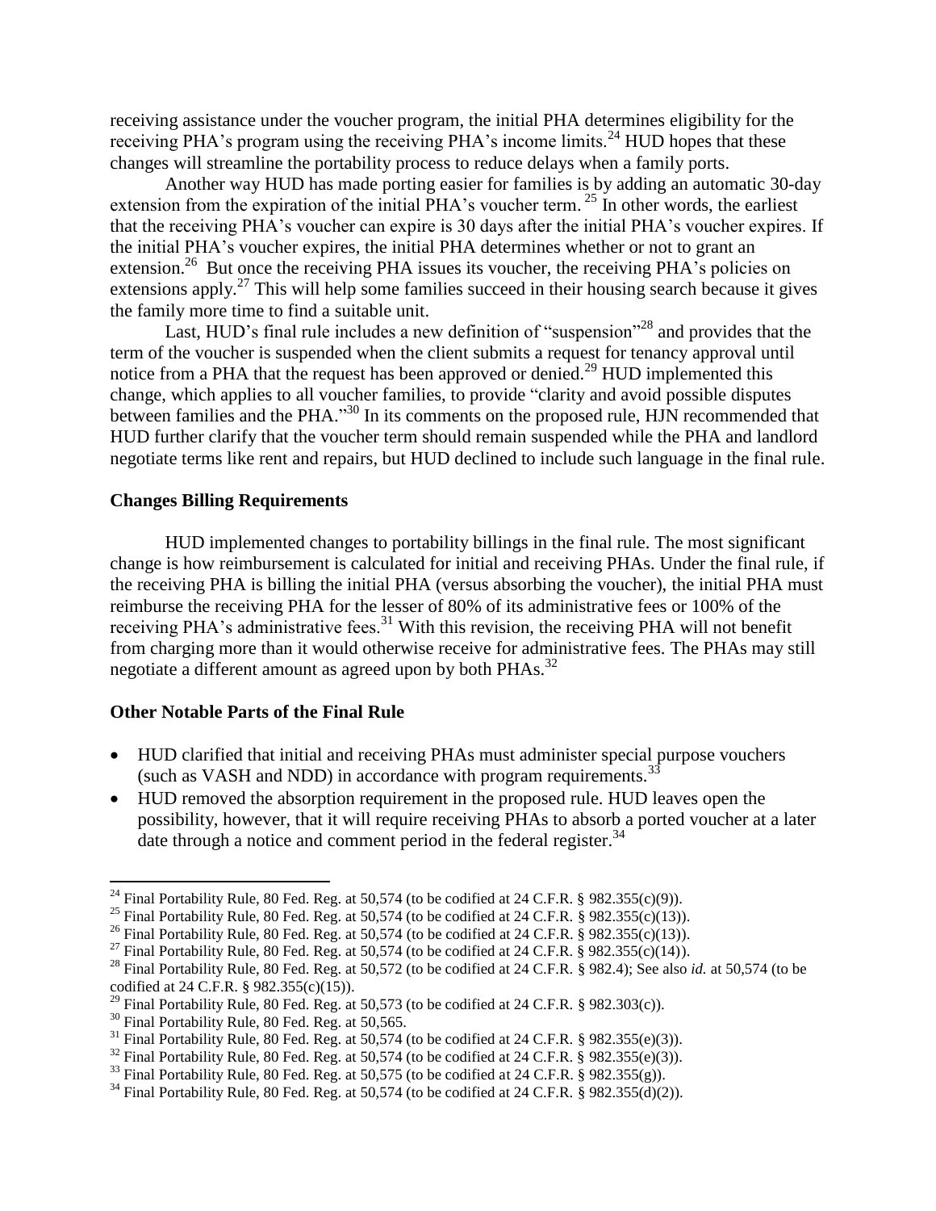receiving assistance under the voucher program, the initial PHA determines eligibility for the receiving PHA's program using the receiving PHA's income limits.[24] HUD hopes that these changes will streamline the portability process to reduce delays when a family ports.

Another way HUD has made porting easier for families is by adding an automatic 30-day extension from the expiration of the initial PHA's voucher term.[25] In other words, the earliest that the receiving PHA's voucher can expire is 30 days after the initial PHA's voucher expires. If the initial PHA's voucher expires, the initial PHA determines whether or not to grant an extension.[26] But once the receiving PHA issues its voucher, the receiving PHA's policies on extensions apply.[27] This will help some families succeed in their housing search because it gives the family more time to find a suitable unit.

Last, HUD's final rule includes a new definition of "suspension"[28] and provides that the term of the voucher is suspended when the client submits a request for tenancy approval until notice from a PHA that the request has been approved or denied.[29] HUD implemented this change, which applies to all voucher families, to provide "clarity and avoid possible disputes between families and the PHA."[30] In its comments on the proposed rule, HJN recommended that HUD further clarify that the voucher term should remain suspended while the PHA and landlord negotiate terms like rent and repairs, but HUD declined to include such language in the final rule.

### Changes Billing Requirements

HUD implemented changes to portability billings in the final rule. The most significant change is how reimbursement is calculated for initial and receiving PHAs. Under the final rule, if the receiving PHA is billing the initial PHA (versus absorbing the voucher), the initial PHA must reimburse the receiving PHA for the lesser of 80% of its administrative fees or 100% of the receiving PHA's administrative fees.[31] With this revision, the receiving PHA will not benefit from charging more than it would otherwise receive for administrative fees. The PHAs may still negotiate a different amount as agreed upon by both PHAs.[32]

### Other Notable Parts of the Final Rule

- HUD clarified that initial and receiving PHAs must administer special purpose vouchers (such as VASH and NDD) in accordance with program requirements.[33]
- HUD removed the absorption requirement in the proposed rule. HUD leaves open the possibility, however, that it will require receiving PHAs to absorb a ported voucher at a later date through a notice and comment period in the federal register.[34]

---

[24] Final Portability Rule, 80 Fed. Reg. at 50,574 (to be codified at 24 C.F.R. § 982.355(c)(9)).

[25] Final Portability Rule, 80 Fed. Reg. at 50,574 (to be codified at 24 C.F.R. § 982.355(c)(13)).

[26] Final Portability Rule, 80 Fed. Reg. at 50,574 (to be codified at 24 C.F.R. § 982.355(c)(13)).

[27] Final Portability Rule, 80 Fed. Reg. at 50,574 (to be codified at 24 C.F.R. § 982.355(c)(14)).

[28] Final Portability Rule, 80 Fed. Reg. at 50,572 (to be codified at 24 C.F.R. § 982.4); See also *id.* at 50,574 (to be codified at 24 C.F.R. § 982.355(c)(15)).

[29] Final Portability Rule, 80 Fed. Reg. at 50,573 (to be codified at 24 C.F.R. § 982.303(c)).

[30] Final Portability Rule, 80 Fed. Reg. at 50,565.

[31] Final Portability Rule, 80 Fed. Reg. at 50,574 (to be codified at 24 C.F.R. § 982.355(e)(3)).

[32] Final Portability Rule, 80 Fed. Reg. at 50,574 (to be codified at 24 C.F.R. § 982.355(e)(3)).

[33] Final Portability Rule, 80 Fed. Reg. at 50,575 (to be codified at 24 C.F.R. § 982.355(g)).

[34] Final Portability Rule, 80 Fed. Reg. at 50,574 (to be codified at 24 C.F.R. § 982.355(d)(2)).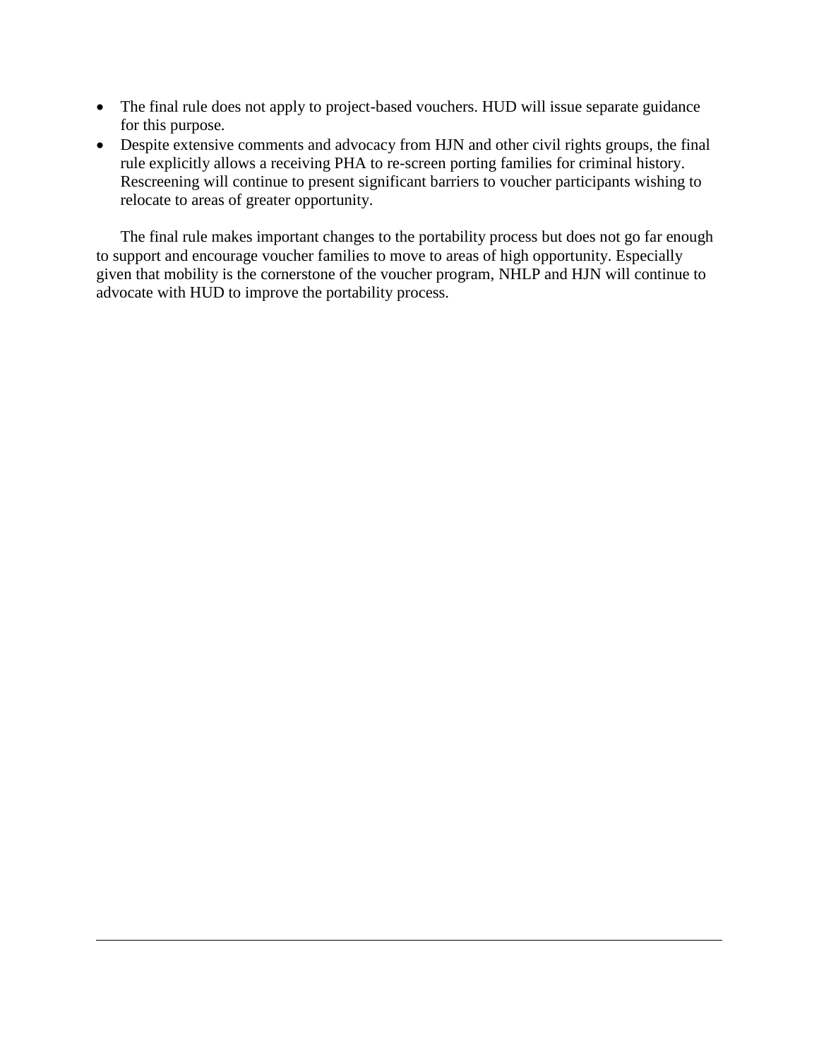- The final rule does not apply to project-based vouchers. HUD will issue separate guidance for this purpose.
- Despite extensive comments and advocacy from HJN and other civil rights groups, the final rule explicitly allows a receiving PHA to re-screen porting families for criminal history. Rescreening will continue to present significant barriers to voucher participants wishing to relocate to areas of greater opportunity.

The final rule makes important changes to the portability process but does not go far enough to support and encourage voucher families to move to areas of high opportunity. Especially given that mobility is the cornerstone of the voucher program, NHLP and HJN will continue to advocate with HUD to improve the portability process.